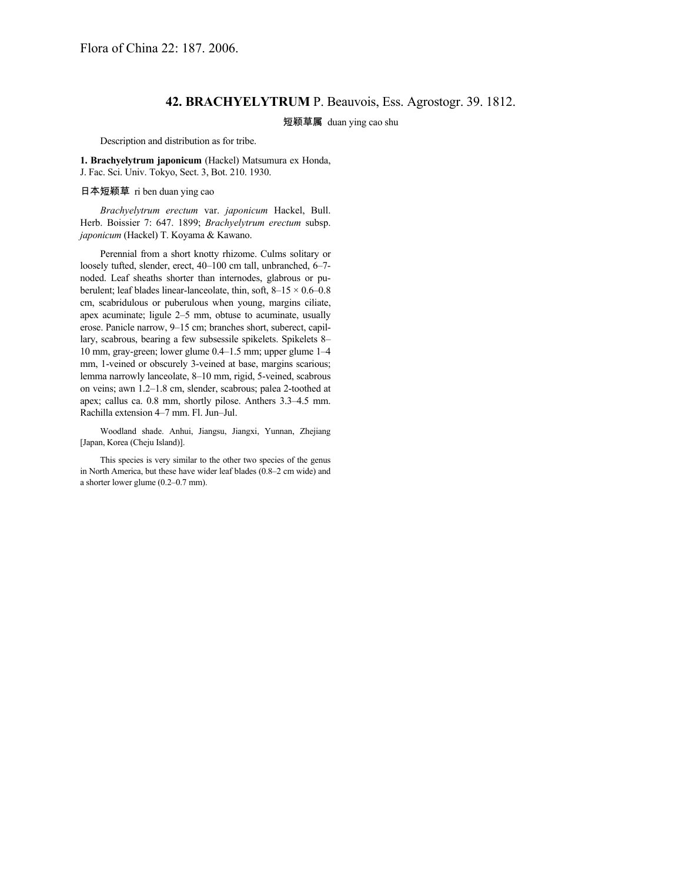Flora of China 22: 187. 2006.

## 42. BRACHYELYTRUM P. Beauvois, Ess. Agrostogr. 39. 1812.

短颖草属 duan ying cao shu

Description and distribution as for tribe.

**1. Brachyelytrum japonicum** (Hackel) Matsumura ex Honda, J. Fac. Sci. Univ. Tokyo, Sect. 3, Bot. 210. 1930.

日本短颖草 ri ben duan ying cao

*Brachyelytrum erectum* var. *japonicum* Hackel, Bull. Herb. Boissier 7: 647. 1899; *Brachyelytrum erectum* subsp. *japonicum* (Hackel) T. Koyama & Kawano.

Perennial from a short knotty rhizome. Culms solitary or loosely tufted, slender, erect, 40–100 cm tall, unbranched, 6–7-noded. Leaf sheaths shorter than internodes, glabrous or puberulent; leaf blades linear-lanceolate, thin, soft, 8–15 × 0.6–0.8 cm, scabridulous or puberulous when young, margins ciliate, apex acuminate; ligule 2–5 mm, obtuse to acuminate, usually erose. Panicle narrow, 9–15 cm; branches short, suberect, capillary, scabrous, bearing a few subsessile spikelets. Spikelets 8–10 mm, gray-green; lower glume 0.4–1.5 mm; upper glume 1–4 mm, 1-veined or obscurely 3-veined at base, margins scarious; lemma narrowly lanceolate, 8–10 mm, rigid, 5-veined, scabrous on veins; awn 1.2–1.8 cm, slender, scabrous; palea 2-toothed at apex; callus ca. 0.8 mm, shortly pilose. Anthers 3.3–4.5 mm. Rachilla extension 4–7 mm. Fl. Jun–Jul.

Woodland shade. Anhui, Jiangsu, Jiangxi, Yunnan, Zhejiang [Japan, Korea (Cheju Island)].

This species is very similar to the other two species of the genus in North America, but these have wider leaf blades (0.8–2 cm wide) and a shorter lower glume (0.2–0.7 mm).